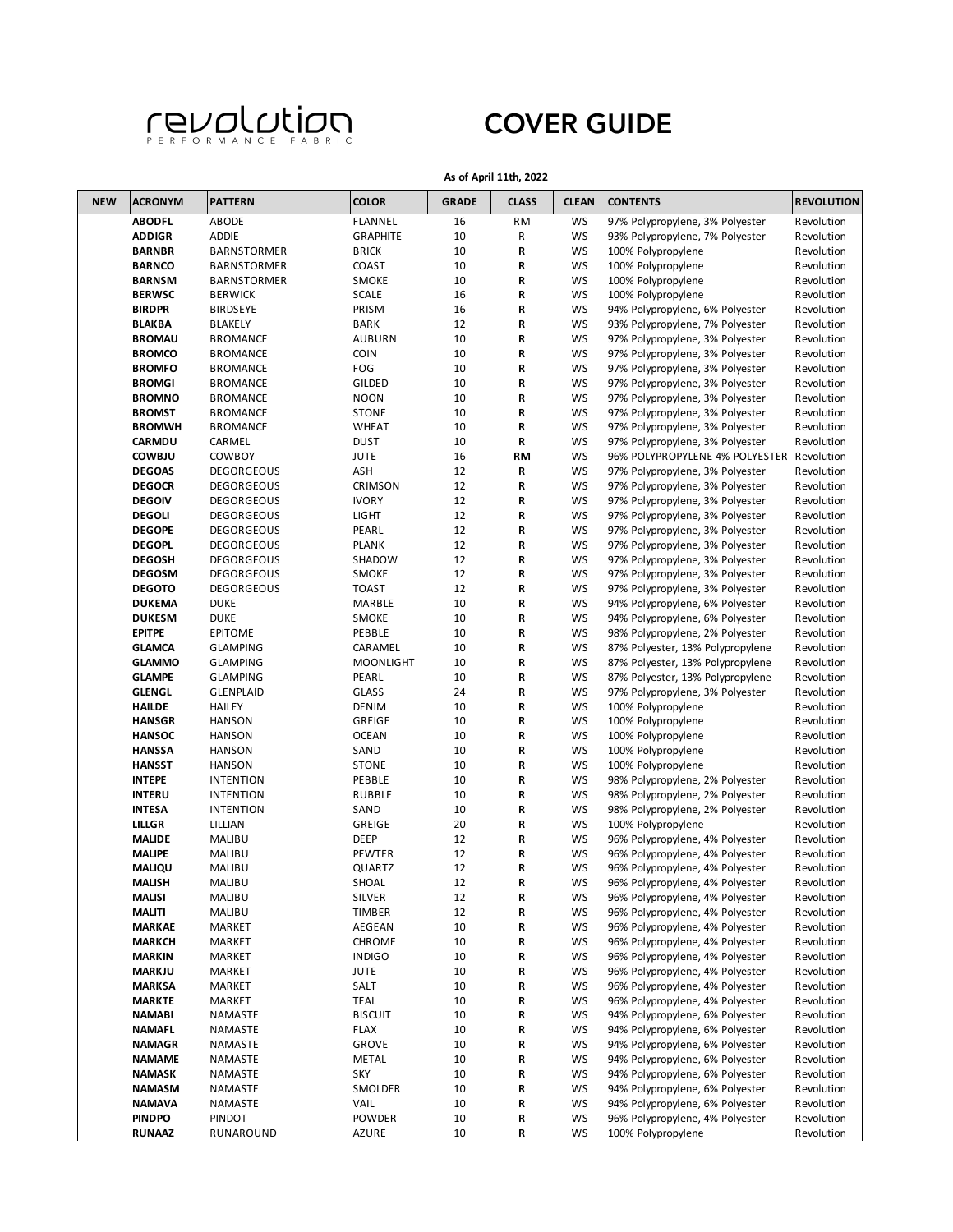# revolution PERFORMANCE FABRIC

# COVER GUIDE

**As of April 11th, 2022**

| NEW | ACRONYM | PATTERN | COLOR | GRADE | CLASS | CLEAN | CONTENTS | REVOLUTION |
|---|---|---|---|---|---|---|---|---|
| | **ABODFL** | ABODE | FLANNEL | 16 | RM | WS | 97% Polypropylene, 3% Polyester | Revolution |
| | **ADDIGR** | ADDIE | GRAPHITE | 10 | R | WS | 93% Polypropylene, 7% Polyester | Revolution |
| | **BARNBR** | BARNSTORMER | BRICK | 10 | **R** | WS | 100% Polypropylene | Revolution |
| | **BARNCO** | BARNSTORMER | COAST | 10 | **R** | WS | 100% Polypropylene | Revolution |
| | **BARNSM** | BARNSTORMER | SMOKE | 10 | **R** | WS | 100% Polypropylene | Revolution |
| | **BERWSC** | BERWICK | SCALE | 16 | **R** | WS | 100% Polypropylene | Revolution |
| | **BIRDPR** | BIRDSEYE | PRISM | 16 | **R** | WS | 94% Polypropylene, 6% Polyester | Revolution |
| | **BLAKBA** | BLAKELY | BARK | 12 | **R** | WS | 93% Polypropylene, 7% Polyester | Revolution |
| | **BROMAU** | BROMANCE | AUBURN | 10 | **R** | WS | 97% Polypropylene, 3% Polyester | Revolution |
| | **BROMCO** | BROMANCE | COIN | 10 | **R** | WS | 97% Polypropylene, 3% Polyester | Revolution |
| | **BROMFO** | BROMANCE | FOG | 10 | **R** | WS | 97% Polypropylene, 3% Polyester | Revolution |
| | **BROMGI** | BROMANCE | GILDED | 10 | **R** | WS | 97% Polypropylene, 3% Polyester | Revolution |
| | **BROMNO** | BROMANCE | NOON | 10 | **R** | WS | 97% Polypropylene, 3% Polyester | Revolution |
| | **BROMST** | BROMANCE | STONE | 10 | **R** | WS | 97% Polypropylene, 3% Polyester | Revolution |
| | **BROMWH** | BROMANCE | WHEAT | 10 | **R** | WS | 97% Polypropylene, 3% Polyester | Revolution |
| | **CARMDU** | CARMEL | DUST | 10 | **R** | WS | 97% Polypropylene, 3% Polyester | Revolution |
| | **COWBJU** | COWBOY | JUTE | 16 | **RM** | WS | 96% POLYPROPYLENE 4% POLYESTER | Revolution |
| | **DEGOAS** | DEGORGEOUS | ASH | 12 | **R** | WS | 97% Polypropylene, 3% Polyester | Revolution |
| | **DEGOCR** | DEGORGEOUS | CRIMSON | 12 | **R** | WS | 97% Polypropylene, 3% Polyester | Revolution |
| | **DEGOIV** | DEGORGEOUS | IVORY | 12 | **R** | WS | 97% Polypropylene, 3% Polyester | Revolution |
| | **DEGOLI** | DEGORGEOUS | LIGHT | 12 | **R** | WS | 97% Polypropylene, 3% Polyester | Revolution |
| | **DEGOPE** | DEGORGEOUS | PEARL | 12 | **R** | WS | 97% Polypropylene, 3% Polyester | Revolution |
| | **DEGOPL** | DEGORGEOUS | PLANK | 12 | **R** | WS | 97% Polypropylene, 3% Polyester | Revolution |
| | **DEGOSH** | DEGORGEOUS | SHADOW | 12 | **R** | WS | 97% Polypropylene, 3% Polyester | Revolution |
| | **DEGOSM** | DEGORGEOUS | SMOKE | 12 | **R** | WS | 97% Polypropylene, 3% Polyester | Revolution |
| | **DEGOTO** | DEGORGEOUS | TOAST | 12 | **R** | WS | 97% Polypropylene, 3% Polyester | Revolution |
| | **DUKEMA** | DUKE | MARBLE | 10 | **R** | WS | 94% Polypropylene, 6% Polyester | Revolution |
| | **DUKESM** | DUKE | SMOKE | 10 | **R** | WS | 94% Polypropylene, 6% Polyester | Revolution |
| | **EPITPE** | EPITOME | PEBBLE | 10 | **R** | WS | 98% Polypropylene, 2% Polyester | Revolution |
| | **GLAMCA** | GLAMPING | CARAMEL | 10 | **R** | WS | 87% Polyester, 13% Polypropylene | Revolution |
| | **GLAMMO** | GLAMPING | MOONLIGHT | 10 | **R** | WS | 87% Polyester, 13% Polypropylene | Revolution |
| | **GLAMPE** | GLAMPING | PEARL | 10 | **R** | WS | 87% Polyester, 13% Polypropylene | Revolution |
| | **GLENGL** | GLENPLAID | GLASS | 24 | **R** | WS | 97% Polypropylene, 3% Polyester | Revolution |
| | **HAILDE** | HAILEY | DENIM | 10 | **R** | WS | 100% Polypropylene | Revolution |
| | **HANSGR** | HANSON | GREIGE | 10 | **R** | WS | 100% Polypropylene | Revolution |
| | **HANSOC** | HANSON | OCEAN | 10 | **R** | WS | 100% Polypropylene | Revolution |
| | **HANSSA** | HANSON | SAND | 10 | **R** | WS | 100% Polypropylene | Revolution |
| | **HANSST** | HANSON | STONE | 10 | **R** | WS | 100% Polypropylene | Revolution |
| | **INTEPE** | INTENTION | PEBBLE | 10 | **R** | WS | 98% Polypropylene, 2% Polyester | Revolution |
| | **INTERU** | INTENTION | RUBBLE | 10 | **R** | WS | 98% Polypropylene, 2% Polyester | Revolution |
| | **INTESA** | INTENTION | SAND | 10 | **R** | WS | 98% Polypropylene, 2% Polyester | Revolution |
| | **LILLGR** | LILLIAN | GREIGE | 20 | **R** | WS | 100% Polypropylene | Revolution |
| | **MALIDE** | MALIBU | DEEP | 12 | **R** | WS | 96% Polypropylene, 4% Polyester | Revolution |
| | **MALIPE** | MALIBU | PEWTER | 12 | **R** | WS | 96% Polypropylene, 4% Polyester | Revolution |
| | **MALIQU** | MALIBU | QUARTZ | 12 | **R** | WS | 96% Polypropylene, 4% Polyester | Revolution |
| | **MALISH** | MALIBU | SHOAL | 12 | **R** | WS | 96% Polypropylene, 4% Polyester | Revolution |
| | **MALISI** | MALIBU | SILVER | 12 | **R** | WS | 96% Polypropylene, 4% Polyester | Revolution |
| | **MALITI** | MALIBU | TIMBER | 12 | **R** | WS | 96% Polypropylene, 4% Polyester | Revolution |
| | **MARKAE** | MARKET | AEGEAN | 10 | **R** | WS | 96% Polypropylene, 4% Polyester | Revolution |
| | **MARKCH** | MARKET | CHROME | 10 | **R** | WS | 96% Polypropylene, 4% Polyester | Revolution |
| | **MARKIN** | MARKET | INDIGO | 10 | **R** | WS | 96% Polypropylene, 4% Polyester | Revolution |
| | **MARKJU** | MARKET | JUTE | 10 | **R** | WS | 96% Polypropylene, 4% Polyester | Revolution |
| | **MARKSA** | MARKET | SALT | 10 | **R** | WS | 96% Polypropylene, 4% Polyester | Revolution |
| | **MARKTE** | MARKET | TEAL | 10 | **R** | WS | 96% Polypropylene, 4% Polyester | Revolution |
| | **NAMABI** | NAMASTE | BISCUIT | 10 | **R** | WS | 94% Polypropylene, 6% Polyester | Revolution |
| | **NAMAFL** | NAMASTE | FLAX | 10 | **R** | WS | 94% Polypropylene, 6% Polyester | Revolution |
| | **NAMAGR** | NAMASTE | GROVE | 10 | **R** | WS | 94% Polypropylene, 6% Polyester | Revolution |
| | **NAMAME** | NAMASTE | METAL | 10 | **R** | WS | 94% Polypropylene, 6% Polyester | Revolution |
| | **NAMASK** | NAMASTE | SKY | 10 | **R** | WS | 94% Polypropylene, 6% Polyester | Revolution |
| | **NAMASM** | NAMASTE | SMOLDER | 10 | **R** | WS | 94% Polypropylene, 6% Polyester | Revolution |
| | **NAMAVA** | NAMASTE | VAIL | 10 | **R** | WS | 94% Polypropylene, 6% Polyester | Revolution |
| | **PINDPO** | PINDOT | POWDER | 10 | **R** | WS | 96% Polypropylene, 4% Polyester | Revolution |
| | **RUNAAZ** | RUNAROUND | AZURE | 10 | **R** | WS | 100% Polypropylene | Revolution |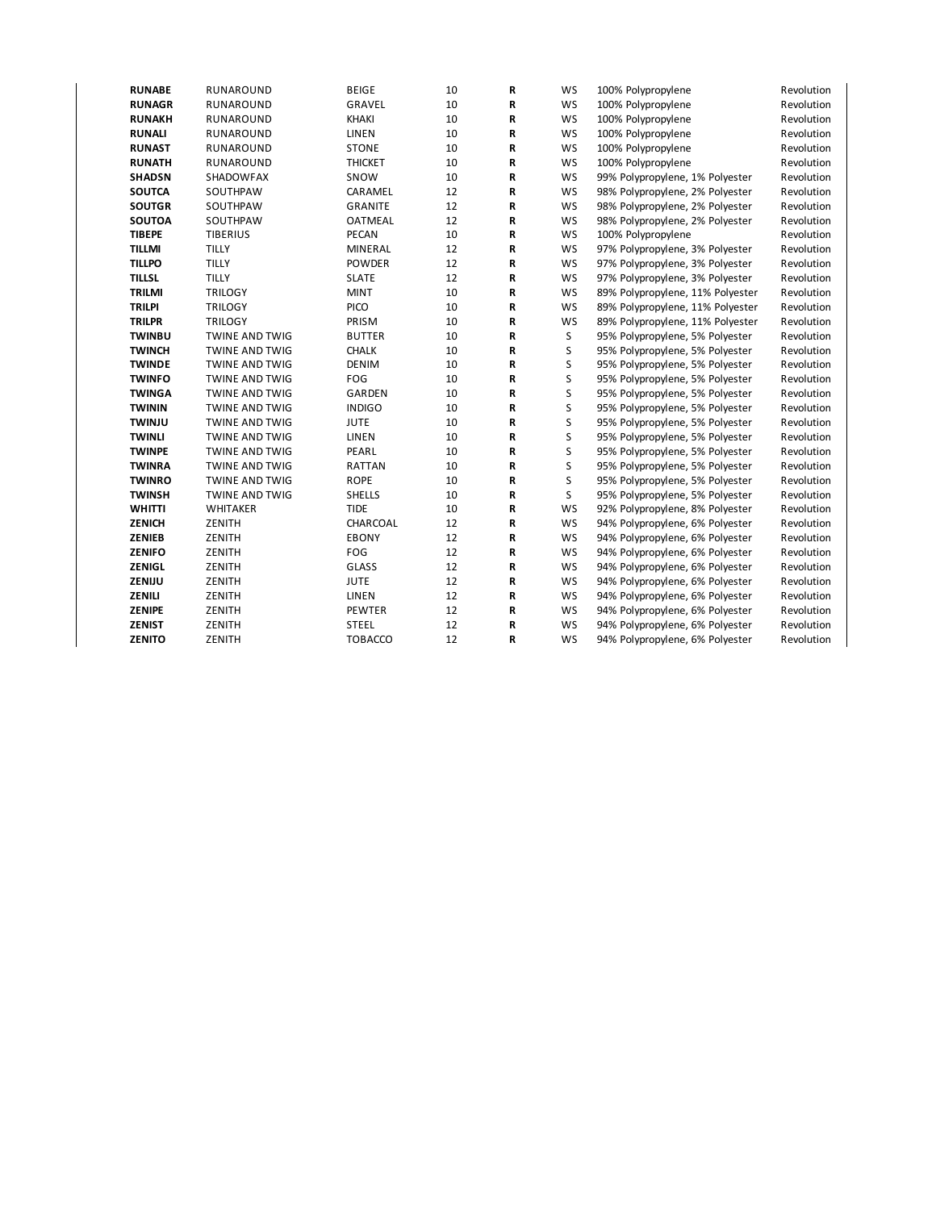| | | | | | | | |
|---|---|---|---|---|---|---|---|
| **RUNABE** | RUNAROUND | BEIGE | 10 | **R** | WS | 100% Polypropylene | Revolution |
| **RUNAGR** | RUNAROUND | GRAVEL | 10 | **R** | WS | 100% Polypropylene | Revolution |
| **RUNAKH** | RUNAROUND | KHAKI | 10 | **R** | WS | 100% Polypropylene | Revolution |
| **RUNALI** | RUNAROUND | LINEN | 10 | **R** | WS | 100% Polypropylene | Revolution |
| **RUNAST** | RUNAROUND | STONE | 10 | **R** | WS | 100% Polypropylene | Revolution |
| **RUNATH** | RUNAROUND | THICKET | 10 | **R** | WS | 100% Polypropylene | Revolution |
| **SHADSN** | SHADOWFAX | SNOW | 10 | **R** | WS | 99% Polypropylene, 1% Polyester | Revolution |
| **SOUTCA** | SOUTHPAW | CARAMEL | 12 | **R** | WS | 98% Polypropylene, 2% Polyester | Revolution |
| **SOUTGR** | SOUTHPAW | GRANITE | 12 | **R** | WS | 98% Polypropylene, 2% Polyester | Revolution |
| **SOUTOA** | SOUTHPAW | OATMEAL | 12 | **R** | WS | 98% Polypropylene, 2% Polyester | Revolution |
| **TIBEPE** | TIBERIUS | PECAN | 10 | **R** | WS | 100% Polypropylene | Revolution |
| **TILLMI** | TILLY | MINERAL | 12 | **R** | WS | 97% Polypropylene, 3% Polyester | Revolution |
| **TILLPO** | TILLY | POWDER | 12 | **R** | WS | 97% Polypropylene, 3% Polyester | Revolution |
| **TILLSL** | TILLY | SLATE | 12 | **R** | WS | 97% Polypropylene, 3% Polyester | Revolution |
| **TRILMI** | TRILOGY | MINT | 10 | **R** | WS | 89% Polypropylene, 11% Polyester | Revolution |
| **TRILPI** | TRILOGY | PICO | 10 | **R** | WS | 89% Polypropylene, 11% Polyester | Revolution |
| **TRILPR** | TRILOGY | PRISM | 10 | **R** | WS | 89% Polypropylene, 11% Polyester | Revolution |
| **TWINBU** | TWINE AND TWIG | BUTTER | 10 | **R** | S | 95% Polypropylene, 5% Polyester | Revolution |
| **TWINCH** | TWINE AND TWIG | CHALK | 10 | **R** | S | 95% Polypropylene, 5% Polyester | Revolution |
| **TWINDE** | TWINE AND TWIG | DENIM | 10 | **R** | S | 95% Polypropylene, 5% Polyester | Revolution |
| **TWINFO** | TWINE AND TWIG | FOG | 10 | **R** | S | 95% Polypropylene, 5% Polyester | Revolution |
| **TWINGA** | TWINE AND TWIG | GARDEN | 10 | **R** | S | 95% Polypropylene, 5% Polyester | Revolution |
| **TWININ** | TWINE AND TWIG | INDIGO | 10 | **R** | S | 95% Polypropylene, 5% Polyester | Revolution |
| **TWINJU** | TWINE AND TWIG | JUTE | 10 | **R** | S | 95% Polypropylene, 5% Polyester | Revolution |
| **TWINLI** | TWINE AND TWIG | LINEN | 10 | **R** | S | 95% Polypropylene, 5% Polyester | Revolution |
| **TWINPE** | TWINE AND TWIG | PEARL | 10 | **R** | S | 95% Polypropylene, 5% Polyester | Revolution |
| **TWINRA** | TWINE AND TWIG | RATTAN | 10 | **R** | S | 95% Polypropylene, 5% Polyester | Revolution |
| **TWINRO** | TWINE AND TWIG | ROPE | 10 | **R** | S | 95% Polypropylene, 5% Polyester | Revolution |
| **TWINSH** | TWINE AND TWIG | SHELLS | 10 | **R** | S | 95% Polypropylene, 5% Polyester | Revolution |
| **WHITTI** | WHITAKER | TIDE | 10 | **R** | WS | 92% Polypropylene, 8% Polyester | Revolution |
| **ZENICH** | ZENITH | CHARCOAL | 12 | **R** | WS | 94% Polypropylene, 6% Polyester | Revolution |
| **ZENIEB** | ZENITH | EBONY | 12 | **R** | WS | 94% Polypropylene, 6% Polyester | Revolution |
| **ZENIFO** | ZENITH | FOG | 12 | **R** | WS | 94% Polypropylene, 6% Polyester | Revolution |
| **ZENIGL** | ZENITH | GLASS | 12 | **R** | WS | 94% Polypropylene, 6% Polyester | Revolution |
| **ZENIJU** | ZENITH | JUTE | 12 | **R** | WS | 94% Polypropylene, 6% Polyester | Revolution |
| **ZENILI** | ZENITH | LINEN | 12 | **R** | WS | 94% Polypropylene, 6% Polyester | Revolution |
| **ZENIPE** | ZENITH | PEWTER | 12 | **R** | WS | 94% Polypropylene, 6% Polyester | Revolution |
| **ZENIST** | ZENITH | STEEL | 12 | **R** | WS | 94% Polypropylene, 6% Polyester | Revolution |
| **ZENITO** | ZENITH | TOBACCO | 12 | **R** | WS | 94% Polypropylene, 6% Polyester | Revolution |